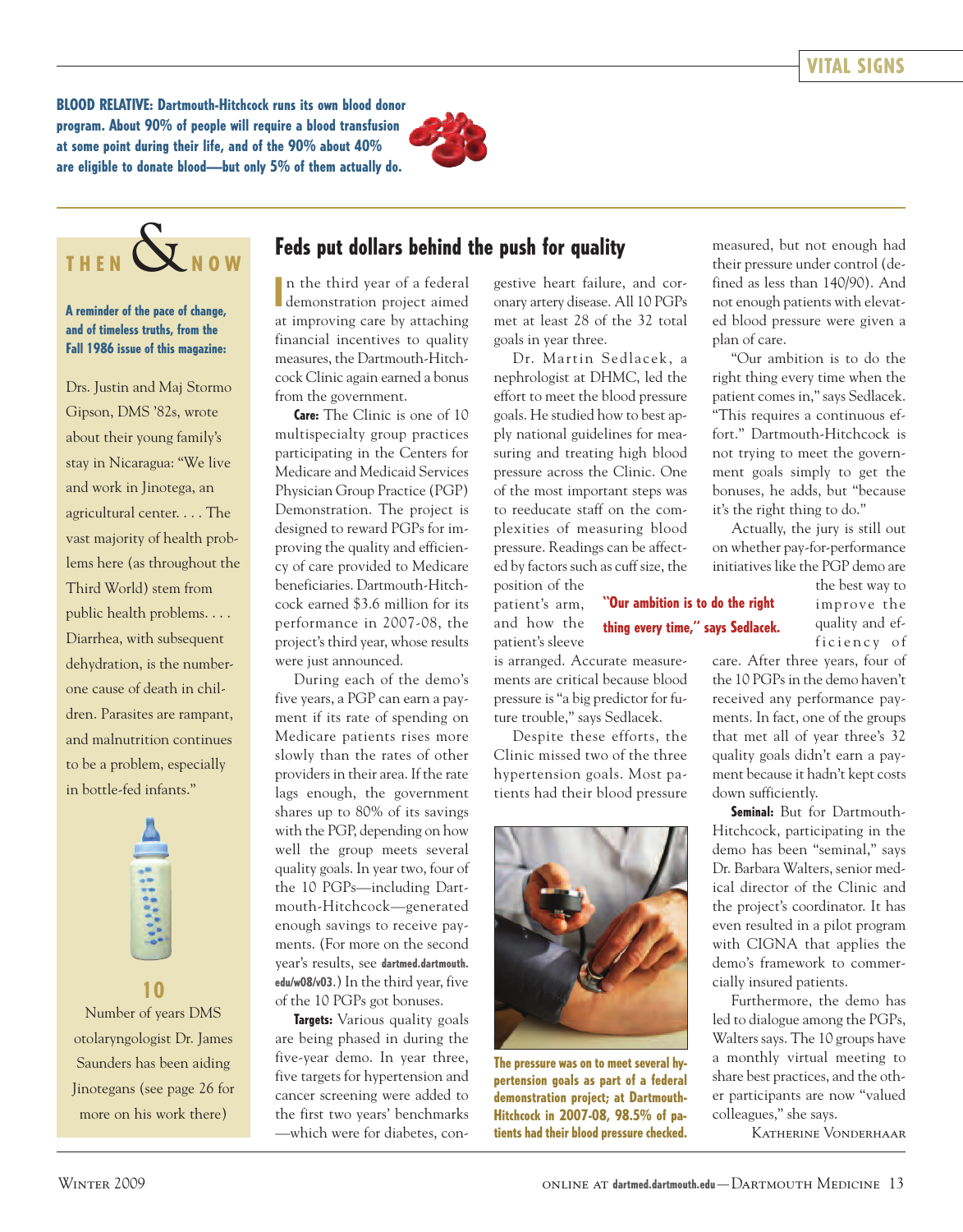**BLOOD RELATIVE:** Dartmouth-Hitchcock runs its own blood donor program. About 90% of people will require a blood transfusion at some point during their life, and of the 90% about 40% are eligible to donate blood—but only 5% of them actually do.

## THEN & NOW

**A reminder of the pace of change, and of timeless truths, from the Fall 1986 issue of this magazine:**

Drs. Justin and Maj Stormo Gipson, DMS '82s, wrote about their young family's stay in Nicaragua: "We live and work in Jinotega, an agricultural center. . . . The vast majority of health problems here (as throughout the Third World) stem from public health problems. . . . Diarrhea, with subsequent dehydration, is the number-one cause of death in children. Parasites are rampant, and malnutrition continues to be a problem, especially in bottle-fed infants."

**10**

Number of years DMS otolaryngologist Dr. James Saunders has been aiding Jinotegans (see page 26 for more on his work there)

## Feds put dollars behind the push for quality

In the third year of a federal demonstration project aimed at improving care by attaching financial incentives to quality measures, the Dartmouth-Hitchcock Clinic again earned a bonus from the government.

**Care:** The Clinic is one of 10 multispecialty group practices participating in the Centers for Medicare and Medicaid Services Physician Group Practice (PGP) Demonstration. The project is designed to reward PGPs for improving the quality and efficiency of care provided to Medicare beneficiaries. Dartmouth-Hitchcock earned $3.6 million for its performance in 2007-08, the project's third year, whose results were just announced.

During each of the demo's five years, a PGP can earn a payment if its rate of spending on Medicare patients rises more slowly than the rates of other providers in their area. If the rate lags enough, the government shares up to 80% of its savings with the PGP, depending on how well the group meets several quality goals. In year two, four of the 10 PGPs—including Dartmouth-Hitchcock—generated enough savings to receive payments. (For more on the second year's results, see dartmed.dartmouth.edu/w08/v03.) In the third year, five of the 10 PGPs got bonuses.

**Targets:** Various quality goals are being phased in during the five-year demo. In year three, five targets for hypertension and cancer screening were added to the first two years' benchmarks—which were for diabetes, congestive heart failure, and coronary artery disease. All 10 PGPs met at least 28 of the 32 total goals in year three.

Dr. Martin Sedlacek, a nephrologist at DHMC, led the effort to meet the blood pressure goals. He studied how to best apply national guidelines for measuring and treating high blood pressure across the Clinic. One of the most important steps was to reeducate staff on the complexities of measuring blood pressure. Readings can be affected by factors such as cuff size, the position of the patient's arm, and how the patient's sleeve is arranged. Accurate measurements are critical because blood pressure is "a big predictor for future trouble," says Sedlacek.

> "Our ambition is to do the right thing every time," says Sedlacek.

Despite these efforts, the Clinic missed two of the three hypertension goals. Most patients had their blood pressure measured, but not enough had their pressure under control (defined as less than 140/90). And not enough patients with elevated blood pressure were given a plan of care.

"Our ambition is to do the right thing every time when the patient comes in," says Sedlacek. "This requires a continuous effort." Dartmouth-Hitchcock is not trying to meet the government goals simply to get the bonuses, he adds, but "because it's the right thing to do."

Actually, the jury is still out on whether pay-for-performance initiatives like the PGP demo are the best way to improve the quality and efficiency of care. After three years, four of the 10 PGPs in the demo haven't received any performance payments. In fact, one of the groups that met all of year three's 32 quality goals didn't earn a payment because it hadn't kept costs down sufficiently.

**Seminal:** But for Dartmouth-Hitchcock, participating in the demo has been "seminal," says Dr. Barbara Walters, senior medical director of the Clinic and the project's coordinator. It has even resulted in a pilot program with CIGNA that applies the demo's framework to commercially insured patients.

Furthermore, the demo has led to dialogue among the PGPs, Walters says. The 10 groups have a monthly virtual meeting to share best practices, and the other participants are now "valued colleagues," she says.

Katherine Vonderhaar

The pressure was on to meet several hypertension goals as part of a federal demonstration project; at Dartmouth-Hitchcock in 2007-08, 98.5% of patients had their blood pressure checked.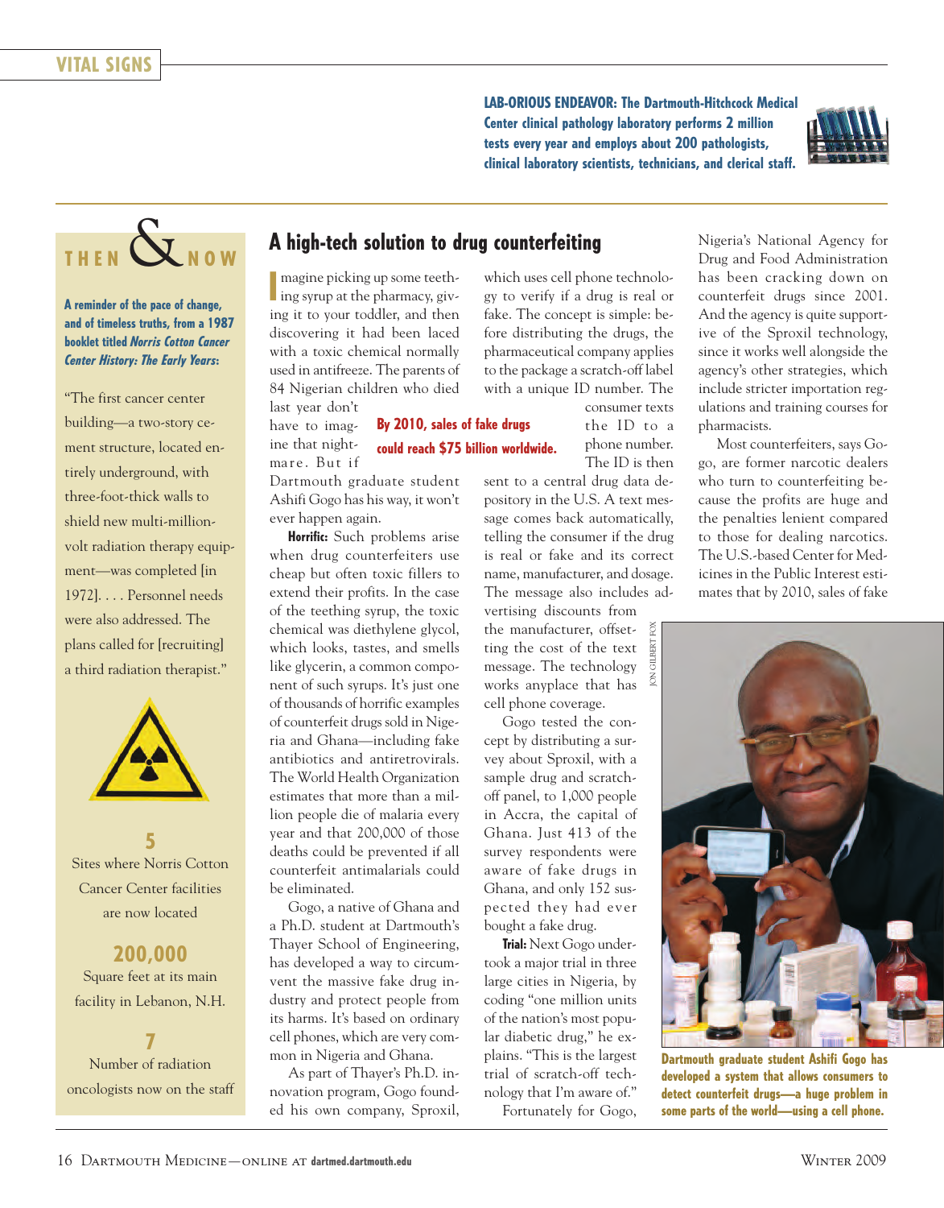**LAB-ORIOUS ENDEAVOR: The Dartmouth-Hitchcock Medical Center clinical pathology laboratory performs 2 million tests every year and employs about 200 pathologists, clinical laboratory scientists, technicians, and clerical staff.**

## THEN & NOW

**A reminder of the pace of change, and of timeless truths, from a 1987 booklet titled *Norris Cotton Cancer Center History: The Early Years*:**

"The first cancer center building—a two-story cement structure, located entirely underground, with three-foot-thick walls to shield new multi-million-volt radiation therapy equipment—was completed [in 1972]. . . . Personnel needs were also addressed. The plans called for [recruiting] a third radiation therapist."

**5**
Sites where Norris Cotton Cancer Center facilities are now located

**200,000**
Square feet at its main facility in Lebanon, N.H.

**7**
Number of radiation oncologists now on the staff

## A high-tech solution to drug counterfeiting

Imagine picking up some teething syrup at the pharmacy, giving it to your toddler, and then discovering it had been laced with a toxic chemical normally used in antifreeze. The parents of 84 Nigerian children who died last year don't have to imagine that nightmare. But if Dartmouth graduate student Ashifi Gogo has his way, it won't ever happen again.

**By 2010, sales of fake drugs could reach $75 billion worldwide.**

**Horrific:** Such problems arise when drug counterfeiters use cheap but often toxic fillers to extend their profits. In the case of the teething syrup, the toxic chemical was diethylene glycol, which looks, tastes, and smells like glycerin, a common component of such syrups. It's just one of thousands of horrific examples of counterfeit drugs sold in Nigeria and Ghana—including fake antibiotics and antiretrovirals. The World Health Organization estimates that more than a million people die of malaria every year and that 200,000 of those deaths could be prevented if all counterfeit antimalarials could be eliminated.

Gogo, a native of Ghana and a Ph.D. student at Dartmouth's Thayer School of Engineering, has developed a way to circumvent the massive fake drug industry and protect people from its harms. It's based on ordinary cell phones, which are very common in Nigeria and Ghana.

As part of Thayer's Ph.D. innovation program, Gogo founded his own company, Sproxil, which uses cell phone technology to verify if a drug is real or fake. The concept is simple: before distributing the drugs, the pharmaceutical company applies to the package a scratch-off label with a unique ID number. The consumer texts the ID to a phone number. The ID is then sent to a central drug data depository in the U.S. A text message comes back automatically, telling the consumer if the drug is real or fake and its correct name, manufacturer, and dosage. The message also includes advertising discounts from the manufacturer, offsetting the cost of the text message. The technology works anyplace that has cell phone coverage.

Gogo tested the concept by distributing a survey about Sproxil, with a sample drug and scratch-off panel, to 1,000 people in Accra, the capital of Ghana. Just 413 of the survey respondents were aware of fake drugs in Ghana, and only 152 suspected they had ever bought a fake drug.

**Trial:** Next Gogo undertook a major trial in three large cities in Nigeria, by coding "one million units of the nation's most popular diabetic drug," he explains. "This is the largest trial of scratch-off technology that I'm aware of."

Fortunately for Gogo, Nigeria's National Agency for Drug and Food Administration has been cracking down on counterfeit drugs since 2001. And the agency is quite supportive of the Sproxil technology, since it works well alongside the agency's other strategies, which include stricter importation regulations and training courses for pharmacists.

Most counterfeiters, says Gogo, are former narcotic dealers who turn to counterfeiting because the profits are huge and the penalties lenient compared to those for dealing narcotics. The U.S.-based Center for Medicines in the Public Interest estimates that by 2010, sales of fake

JON GILBERT FOX

**Dartmouth graduate student Ashifi Gogo has developed a system that allows consumers to detect counterfeit drugs—a huge problem in some parts of the world—using a cell phone.**